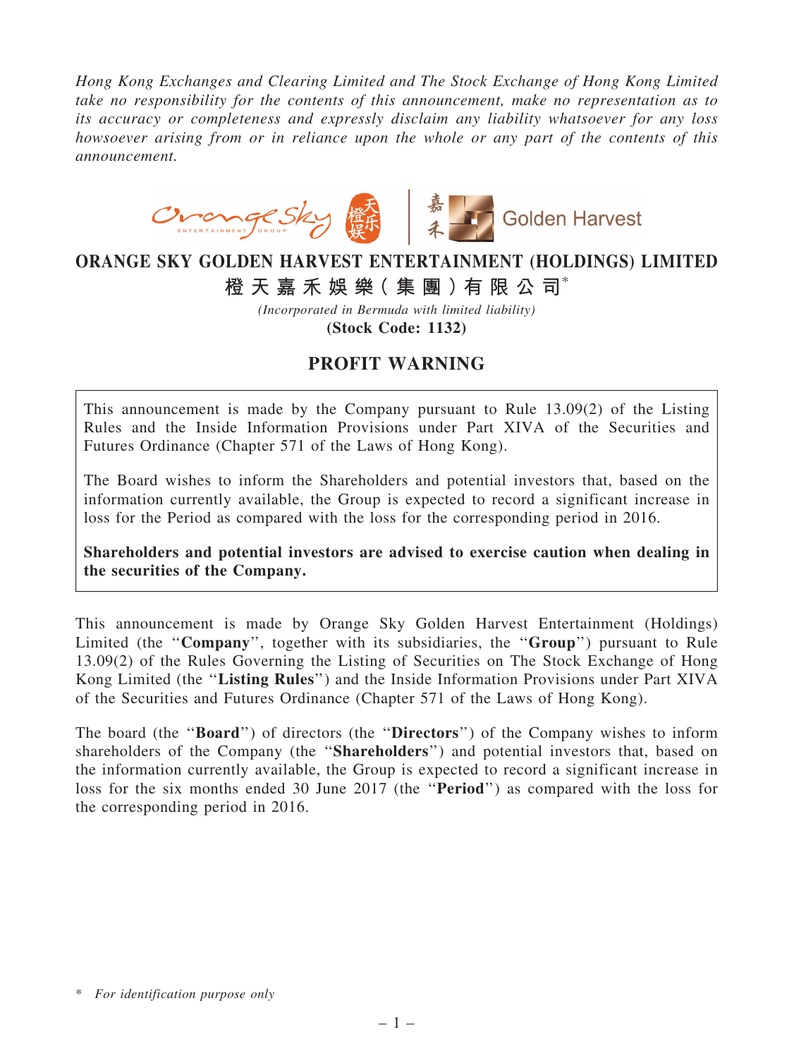*Hong Kong Exchanges and Clearing Limited and The Stock Exchange of Hong Kong Limited take no responsibility for the contents of this announcement, make no representation as to its accuracy or completeness and expressly disclaim any liability whatsoever for any loss howsoever arising from or in reliance upon the whole or any part of the contents of this announcement.*

# ORANGE SKY GOLDEN HARVEST ENTERTAINMENT (HOLDINGS) LIMITED

# 橙天嘉禾娛樂（集團）有限公司*

*(Incorporated in Bermuda with limited liability)*

**(Stock Code: 1132)**

## PROFIT WARNING

> This announcement is made by the Company pursuant to Rule 13.09(2) of the Listing Rules and the Inside Information Provisions under Part XIVA of the Securities and Futures Ordinance (Chapter 571 of the Laws of Hong Kong).
>
> The Board wishes to inform the Shareholders and potential investors that, based on the information currently available, the Group is expected to record a significant increase in loss for the Period as compared with the loss for the corresponding period in 2016.
>
> **Shareholders and potential investors are advised to exercise caution when dealing in the securities of the Company.**

This announcement is made by Orange Sky Golden Harvest Entertainment (Holdings) Limited (the "**Company**", together with its subsidiaries, the "**Group**") pursuant to Rule 13.09(2) of the Rules Governing the Listing of Securities on The Stock Exchange of Hong Kong Limited (the "**Listing Rules**") and the Inside Information Provisions under Part XIVA of the Securities and Futures Ordinance (Chapter 571 of the Laws of Hong Kong).

The board (the "**Board**") of directors (the "**Directors**") of the Company wishes to inform shareholders of the Company (the "**Shareholders**") and potential investors that, based on the information currently available, the Group is expected to record a significant increase in loss for the six months ended 30 June 2017 (the "**Period**") as compared with the loss for the corresponding period in 2016.

\* *For identification purpose only*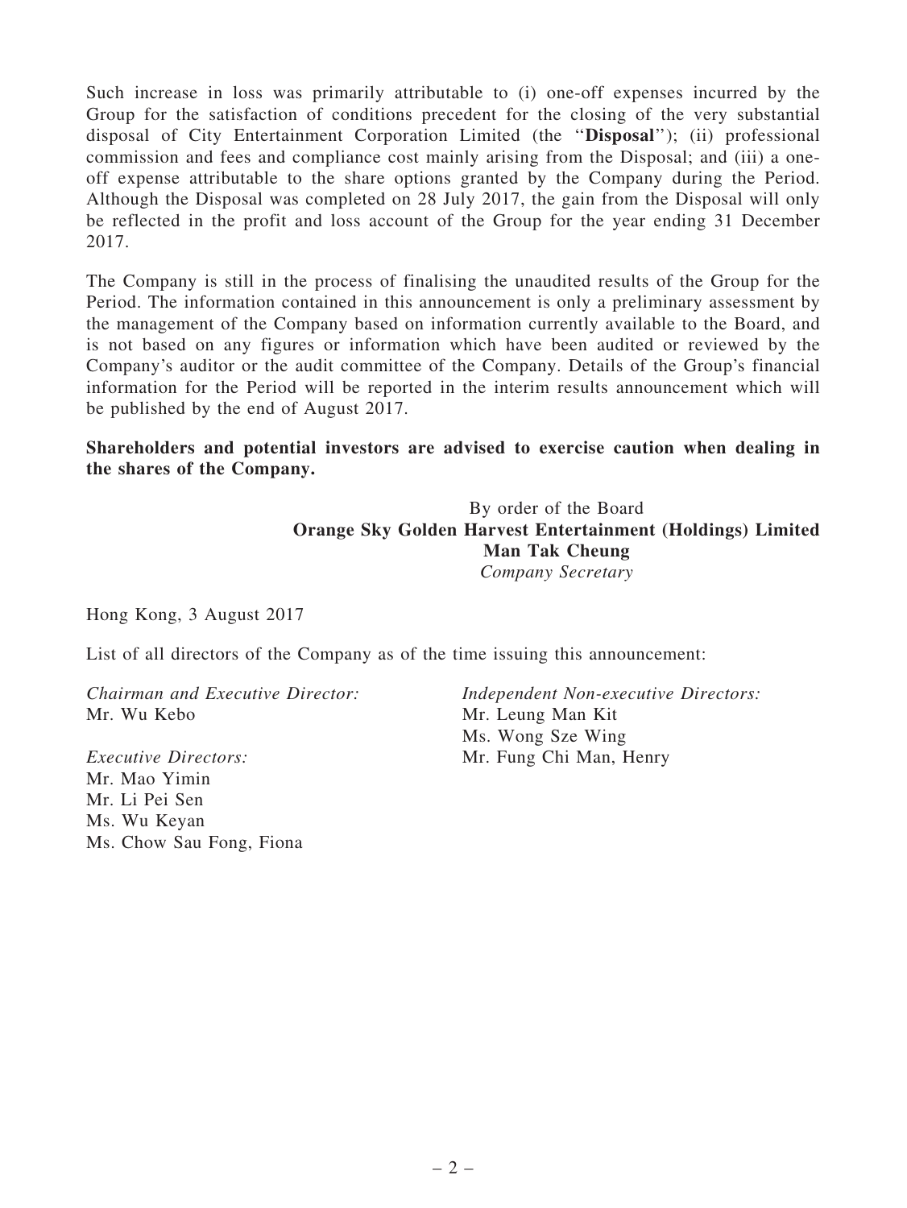Such increase in loss was primarily attributable to (i) one-off expenses incurred by the Group for the satisfaction of conditions precedent for the closing of the very substantial disposal of City Entertainment Corporation Limited (the "**Disposal**"); (ii) professional commission and fees and compliance cost mainly arising from the Disposal; and (iii) a one-off expense attributable to the share options granted by the Company during the Period. Although the Disposal was completed on 28 July 2017, the gain from the Disposal will only be reflected in the profit and loss account of the Group for the year ending 31 December 2017.

The Company is still in the process of finalising the unaudited results of the Group for the Period. The information contained in this announcement is only a preliminary assessment by the management of the Company based on information currently available to the Board, and is not based on any figures or information which have been audited or reviewed by the Company's auditor or the audit committee of the Company. Details of the Group's financial information for the Period will be reported in the interim results announcement which will be published by the end of August 2017.

**Shareholders and potential investors are advised to exercise caution when dealing in the shares of the Company.**

By order of the Board
**Orange Sky Golden Harvest Entertainment (Holdings) Limited**
**Man Tak Cheung**
*Company Secretary*

Hong Kong, 3 August 2017

List of all directors of the Company as of the time issuing this announcement:

*Chairman and Executive Director:*
Mr. Wu Kebo

*Executive Directors:*
Mr. Mao Yimin
Mr. Li Pei Sen
Ms. Wu Keyan
Ms. Chow Sau Fong, Fiona

*Independent Non-executive Directors:*
Mr. Leung Man Kit
Ms. Wong Sze Wing
Mr. Fung Chi Man, Henry